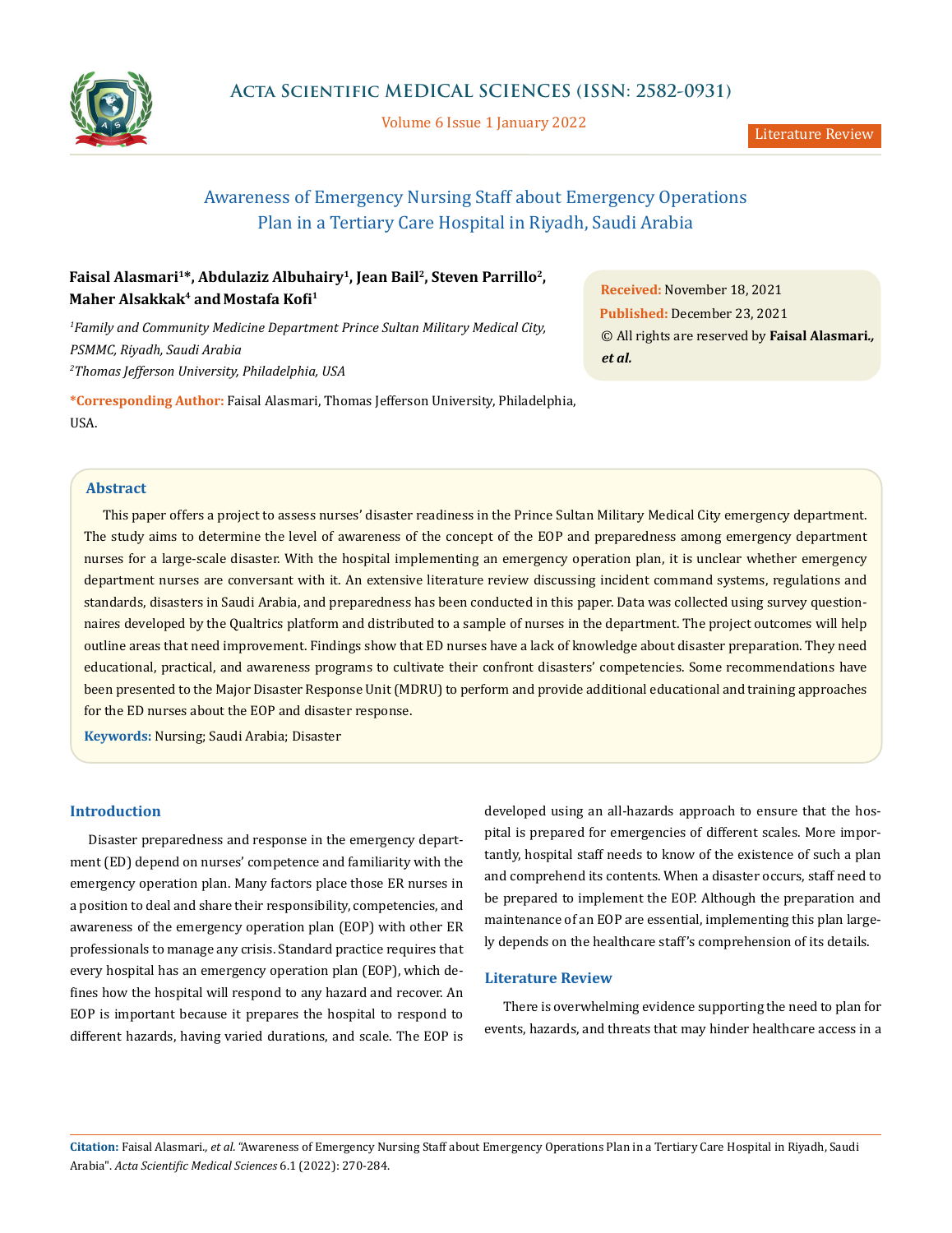# Awareness of Emergency Nursing Staff about Emergency Operations Plan in a Tertiary Care Hospital in Riyadh, Saudi Arabia

**Faisal Alasmari[1]\*, Abdulaziz Albuhairy[1], Jean Bail[2], Steven Parrillo[2], Maher Alsakkak[4] and Mostafa Kofi[1]**

*[1]Family and Community Medicine Department Prince Sultan Military Medical City, PSMMC, Riyadh, Saudi Arabia*

*[2]Thomas Jefferson University, Philadelphia, USA*

**\*Corresponding Author:** Faisal Alasmari, Thomas Jefferson University, Philadelphia, USA.

**Received:** November 18, 2021

**Published:** December 23, 2021

© All rights are reserved by **Faisal Alasmari., *et al.***

## Abstract

This paper offers a project to assess nurses' disaster readiness in the Prince Sultan Military Medical City emergency department. The study aims to determine the level of awareness of the concept of the EOP and preparedness among emergency department nurses for a large-scale disaster. With the hospital implementing an emergency operation plan, it is unclear whether emergency department nurses are conversant with it. An extensive literature review discussing incident command systems, regulations and standards, disasters in Saudi Arabia, and preparedness has been conducted in this paper. Data was collected using survey questionnaires developed by the Qualtrics platform and distributed to a sample of nurses in the department. The project outcomes will help outline areas that need improvement. Findings show that ED nurses have a lack of knowledge about disaster preparation. They need educational, practical, and awareness programs to cultivate their confront disasters' competencies. Some recommendations have been presented to the Major Disaster Response Unit (MDRU) to perform and provide additional educational and training approaches for the ED nurses about the EOP and disaster response.

**Keywords:** Nursing; Saudi Arabia; Disaster

## Introduction

Disaster preparedness and response in the emergency department (ED) depend on nurses' competence and familiarity with the emergency operation plan. Many factors place those ER nurses in a position to deal and share their responsibility, competencies, and awareness of the emergency operation plan (EOP) with other ER professionals to manage any crisis. Standard practice requires that every hospital has an emergency operation plan (EOP), which defines how the hospital will respond to any hazard and recover. An EOP is important because it prepares the hospital to respond to different hazards, having varied durations, and scale. The EOP is developed using an all-hazards approach to ensure that the hospital is prepared for emergencies of different scales. More importantly, hospital staff needs to know of the existence of such a plan and comprehend its contents. When a disaster occurs, staff need to be prepared to implement the EOP. Although the preparation and maintenance of an EOP are essential, implementing this plan largely depends on the healthcare staff's comprehension of its details.

## Literature Review

There is overwhelming evidence supporting the need to plan for events, hazards, and threats that may hinder healthcare access in a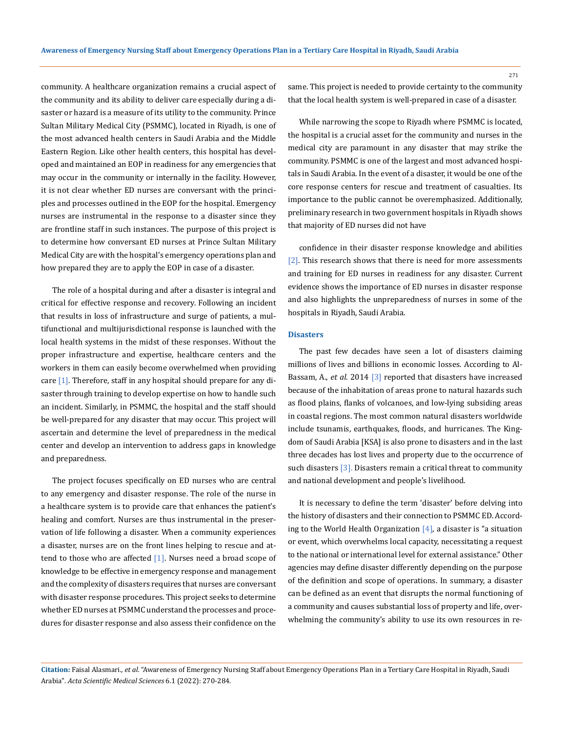community. A healthcare organization remains a crucial aspect of the community and its ability to deliver care especially during a disaster or hazard is a measure of its utility to the community. Prince Sultan Military Medical City (PSMMC), located in Riyadh, is one of the most advanced health centers in Saudi Arabia and the Middle Eastern Region. Like other health centers, this hospital has developed and maintained an EOP in readiness for any emergencies that may occur in the community or internally in the facility. However, it is not clear whether ED nurses are conversant with the principles and processes outlined in the EOP for the hospital. Emergency nurses are instrumental in the response to a disaster since they are frontline staff in such instances. The purpose of this project is to determine how conversant ED nurses at Prince Sultan Military Medical City are with the hospital's emergency operations plan and how prepared they are to apply the EOP in case of a disaster.

The role of a hospital during and after a disaster is integral and critical for effective response and recovery. Following an incident that results in loss of infrastructure and surge of patients, a multifunctional and multijurisdictional response is launched with the local health systems in the midst of these responses. Without the proper infrastructure and expertise, healthcare centers and the workers in them can easily become overwhelmed when providing care [1]. Therefore, staff in any hospital should prepare for any disaster through training to develop expertise on how to handle such an incident. Similarly, in PSMMC, the hospital and the staff should be well-prepared for any disaster that may occur. This project will ascertain and determine the level of preparedness in the medical center and develop an intervention to address gaps in knowledge and preparedness.

The project focuses specifically on ED nurses who are central to any emergency and disaster response. The role of the nurse in a healthcare system is to provide care that enhances the patient's healing and comfort. Nurses are thus instrumental in the preservation of life following a disaster. When a community experiences a disaster, nurses are on the front lines helping to rescue and attend to those who are affected [1]. Nurses need a broad scope of knowledge to be effective in emergency response and management and the complexity of disasters requires that nurses are conversant with disaster response procedures. This project seeks to determine whether ED nurses at PSMMC understand the processes and procedures for disaster response and also assess their confidence on the same. This project is needed to provide certainty to the community that the local health system is well-prepared in case of a disaster.

While narrowing the scope to Riyadh where PSMMC is located, the hospital is a crucial asset for the community and nurses in the medical city are paramount in any disaster that may strike the community. PSMMC is one of the largest and most advanced hospitals in Saudi Arabia. In the event of a disaster, it would be one of the core response centers for rescue and treatment of casualties. Its importance to the public cannot be overemphasized. Additionally, preliminary research in two government hospitals in Riyadh shows that majority of ED nurses did not have confidence in their disaster response knowledge and abilities [2]. This research shows that there is need for more assessments and training for ED nurses in readiness for any disaster. Current evidence shows the importance of ED nurses in disaster response and also highlights the unpreparedness of nurses in some of the hospitals in Riyadh, Saudi Arabia.

## Disasters

The past few decades have seen a lot of disasters claiming millions of lives and billions in economic losses. According to Al-Bassam, A., *et al*. 2014 [3] reported that disasters have increased because of the inhabitation of areas prone to natural hazards such as flood plains, flanks of volcanoes, and low-lying subsiding areas in coastal regions. The most common natural disasters worldwide include tsunamis, earthquakes, floods, and hurricanes. The Kingdom of Saudi Arabia [KSA] is also prone to disasters and in the last three decades has lost lives and property due to the occurrence of such disasters [3]. Disasters remain a critical threat to community and national development and people's livelihood.

It is necessary to define the term 'disaster' before delving into the history of disasters and their connection to PSMMC ED. According to the World Health Organization [4], a disaster is "a situation or event, which overwhelms local capacity, necessitating a request to the national or international level for external assistance." Other agencies may define disaster differently depending on the purpose of the definition and scope of operations. In summary, a disaster can be defined as an event that disrupts the normal functioning of a community and causes substantial loss of property and life, overwhelming the community's ability to use its own resources in re-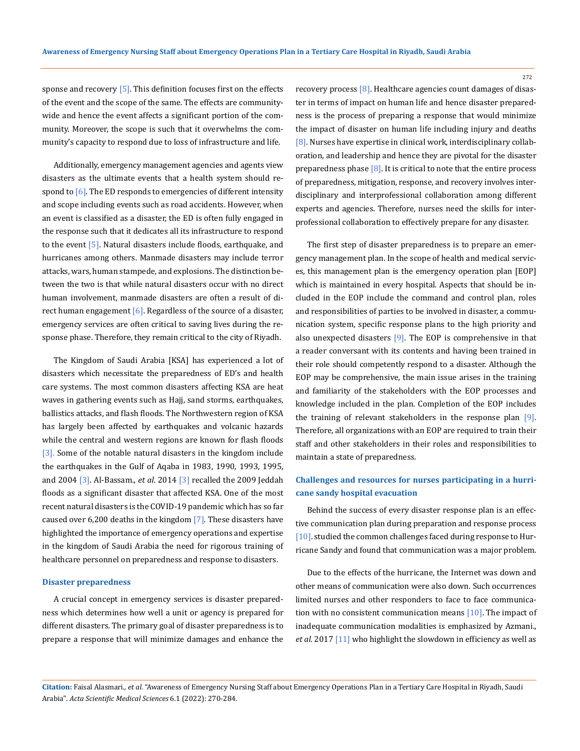sponse and recovery [5]. This definition focuses first on the effects of the event and the scope of the same. The effects are community-wide and hence the event affects a significant portion of the community. Moreover, the scope is such that it overwhelms the community's capacity to respond due to loss of infrastructure and life.

Additionally, emergency management agencies and agents view disasters as the ultimate events that a health system should respond to [6]. The ED responds to emergencies of different intensity and scope including events such as road accidents. However, when an event is classified as a disaster, the ED is often fully engaged in the response such that it dedicates all its infrastructure to respond to the event [5]. Natural disasters include floods, earthquake, and hurricanes among others. Manmade disasters may include terror attacks, wars, human stampede, and explosions. The distinction between the two is that while natural disasters occur with no direct human involvement, manmade disasters are often a result of direct human engagement [6]. Regardless of the source of a disaster, emergency services are often critical to saving lives during the response phase. Therefore, they remain critical to the city of Riyadh.

The Kingdom of Saudi Arabia [KSA] has experienced a lot of disasters which necessitate the preparedness of ED's and health care systems. The most common disasters affecting KSA are heat waves in gathering events such as Hajj, sand storms, earthquakes, ballistics attacks, and flash floods. The Northwestern region of KSA has largely been affected by earthquakes and volcanic hazards while the central and western regions are known for flash floods [3]. Some of the notable natural disasters in the kingdom include the earthquakes in the Gulf of Aqaba in 1983, 1990, 1993, 1995, and 2004 [3]. Al-Bassam., *et al*. 2014 [3] recalled the 2009 Jeddah floods as a significant disaster that affected KSA. One of the most recent natural disasters is the COVID-19 pandemic which has so far caused over 6,200 deaths in the kingdom [7]. These disasters have highlighted the importance of emergency operations and expertise in the kingdom of Saudi Arabia the need for rigorous training of healthcare personnel on preparedness and response to disasters.

### Disaster preparedness

A crucial concept in emergency services is disaster preparedness which determines how well a unit or agency is prepared for different disasters. The primary goal of disaster preparedness is to prepare a response that will minimize damages and enhance the recovery process [8]. Healthcare agencies count damages of disaster in terms of impact on human life and hence disaster preparedness is the process of preparing a response that would minimize the impact of disaster on human life including injury and deaths [8]. Nurses have expertise in clinical work, interdisciplinary collaboration, and leadership and hence they are pivotal for the disaster preparedness phase [8]. It is critical to note that the entire process of preparedness, mitigation, response, and recovery involves interdisciplinary and interprofessional collaboration among different experts and agencies. Therefore, nurses need the skills for interprofessional collaboration to effectively prepare for any disaster.

The first step of disaster preparedness is to prepare an emergency management plan. In the scope of health and medical services, this management plan is the emergency operation plan [EOP] which is maintained in every hospital. Aspects that should be included in the EOP include the command and control plan, roles and responsibilities of parties to be involved in disaster, a communication system, specific response plans to the high priority and also unexpected disasters [9]. The EOP is comprehensive in that a reader conversant with its contents and having been trained in their role should competently respond to a disaster. Although the EOP may be comprehensive, the main issue arises in the training and familiarity of the stakeholders with the EOP processes and knowledge included in the plan. Completion of the EOP includes the training of relevant stakeholders in the response plan [9]. Therefore, all organizations with an EOP are required to train their staff and other stakeholders in their roles and responsibilities to maintain a state of preparedness.

### Challenges and resources for nurses participating in a hurricane sandy hospital evacuation

Behind the success of every disaster response plan is an effective communication plan during preparation and response process [10]. studied the common challenges faced during response to Hurricane Sandy and found that communication was a major problem.

Due to the effects of the hurricane, the Internet was down and other means of communication were also down. Such occurrences limited nurses and other responders to face to face communication with no consistent communication means [10]. The impact of inadequate communication modalities is emphasized by Azmani., *et al*. 2017 [11] who highlight the slowdown in efficiency as well as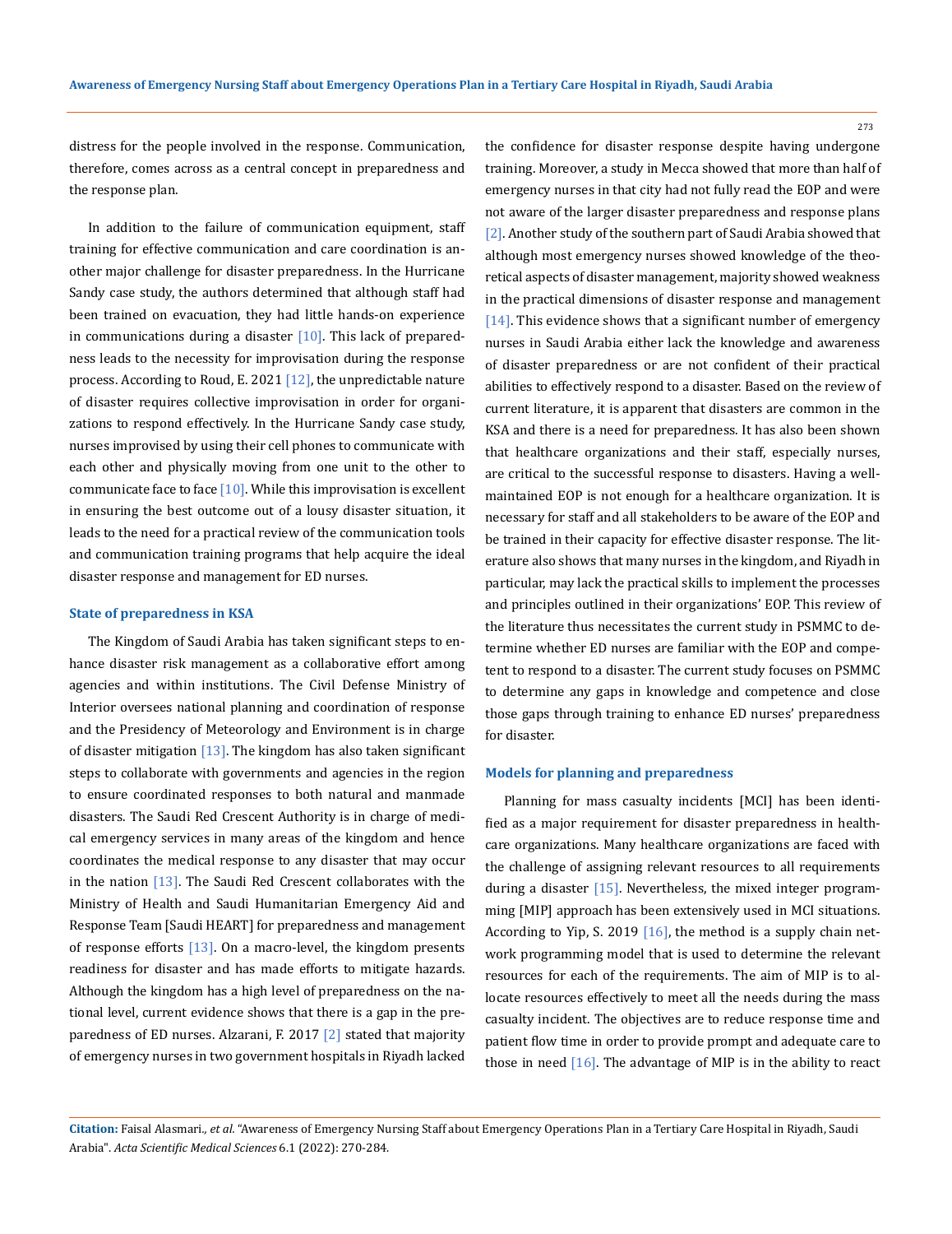distress for the people involved in the response. Communication, therefore, comes across as a central concept in preparedness and the response plan.

In addition to the failure of communication equipment, staff training for effective communication and care coordination is another major challenge for disaster preparedness. In the Hurricane Sandy case study, the authors determined that although staff had been trained on evacuation, they had little hands-on experience in communications during a disaster [10]. This lack of preparedness leads to the necessity for improvisation during the response process. According to Roud, E. 2021 [12], the unpredictable nature of disaster requires collective improvisation in order for organizations to respond effectively. In the Hurricane Sandy case study, nurses improvised by using their cell phones to communicate with each other and physically moving from one unit to the other to communicate face to face [10]. While this improvisation is excellent in ensuring the best outcome out of a lousy disaster situation, it leads to the need for a practical review of the communication tools and communication training programs that help acquire the ideal disaster response and management for ED nurses.

### State of preparedness in KSA

The Kingdom of Saudi Arabia has taken significant steps to enhance disaster risk management as a collaborative effort among agencies and within institutions. The Civil Defense Ministry of Interior oversees national planning and coordination of response and the Presidency of Meteorology and Environment is in charge of disaster mitigation [13]. The kingdom has also taken significant steps to collaborate with governments and agencies in the region to ensure coordinated responses to both natural and manmade disasters. The Saudi Red Crescent Authority is in charge of medical emergency services in many areas of the kingdom and hence coordinates the medical response to any disaster that may occur in the nation [13]. The Saudi Red Crescent collaborates with the Ministry of Health and Saudi Humanitarian Emergency Aid and Response Team [Saudi HEART] for preparedness and management of response efforts [13]. On a macro-level, the kingdom presents readiness for disaster and has made efforts to mitigate hazards. Although the kingdom has a high level of preparedness on the national level, current evidence shows that there is a gap in the preparedness of ED nurses. Alzarani, F. 2017 [2] stated that majority of emergency nurses in two government hospitals in Riyadh lacked the confidence for disaster response despite having undergone training. Moreover, a study in Mecca showed that more than half of emergency nurses in that city had not fully read the EOP and were not aware of the larger disaster preparedness and response plans [2]. Another study of the southern part of Saudi Arabia showed that although most emergency nurses showed knowledge of the theoretical aspects of disaster management, majority showed weakness in the practical dimensions of disaster response and management [14]. This evidence shows that a significant number of emergency nurses in Saudi Arabia either lack the knowledge and awareness of disaster preparedness or are not confident of their practical abilities to effectively respond to a disaster. Based on the review of current literature, it is apparent that disasters are common in the KSA and there is a need for preparedness. It has also been shown that healthcare organizations and their staff, especially nurses, are critical to the successful response to disasters. Having a well-maintained EOP is not enough for a healthcare organization. It is necessary for staff and all stakeholders to be aware of the EOP and be trained in their capacity for effective disaster response. The literature also shows that many nurses in the kingdom, and Riyadh in particular, may lack the practical skills to implement the processes and principles outlined in their organizations' EOP. This review of the literature thus necessitates the current study in PSMMC to determine whether ED nurses are familiar with the EOP and competent to respond to a disaster. The current study focuses on PSMMC to determine any gaps in knowledge and competence and close those gaps through training to enhance ED nurses' preparedness for disaster.

### Models for planning and preparedness

Planning for mass casualty incidents [MCI] has been identified as a major requirement for disaster preparedness in healthcare organizations. Many healthcare organizations are faced with the challenge of assigning relevant resources to all requirements during a disaster [15]. Nevertheless, the mixed integer programming [MIP] approach has been extensively used in MCI situations. According to Yip, S. 2019 [16], the method is a supply chain network programming model that is used to determine the relevant resources for each of the requirements. The aim of MIP is to allocate resources effectively to meet all the needs during the mass casualty incident. The objectives are to reduce response time and patient flow time in order to provide prompt and adequate care to those in need [16]. The advantage of MIP is in the ability to react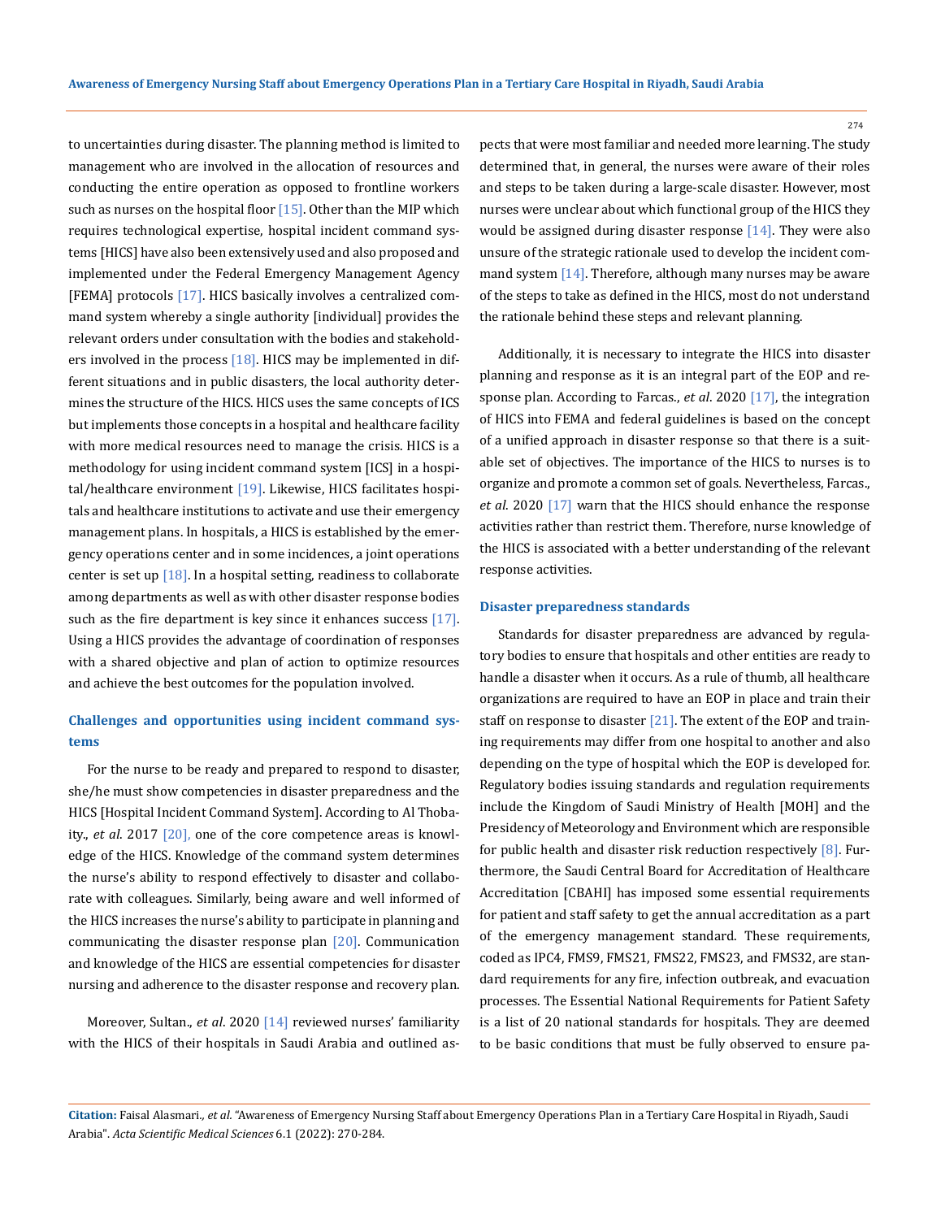to uncertainties during disaster. The planning method is limited to management who are involved in the allocation of resources and conducting the entire operation as opposed to frontline workers such as nurses on the hospital floor [15]. Other than the MIP which requires technological expertise, hospital incident command systems [HICS] have also been extensively used and also proposed and implemented under the Federal Emergency Management Agency [FEMA] protocols [17]. HICS basically involves a centralized command system whereby a single authority [individual] provides the relevant orders under consultation with the bodies and stakeholders involved in the process [18]. HICS may be implemented in different situations and in public disasters, the local authority determines the structure of the HICS. HICS uses the same concepts of ICS but implements those concepts in a hospital and healthcare facility with more medical resources need to manage the crisis. HICS is a methodology for using incident command system [ICS] in a hospital/healthcare environment [19]. Likewise, HICS facilitates hospitals and healthcare institutions to activate and use their emergency management plans. In hospitals, a HICS is established by the emergency operations center and in some incidences, a joint operations center is set up [18]. In a hospital setting, readiness to collaborate among departments as well as with other disaster response bodies such as the fire department is key since it enhances success [17]. Using a HICS provides the advantage of coordination of responses with a shared objective and plan of action to optimize resources and achieve the best outcomes for the population involved.

### Challenges and opportunities using incident command systems

For the nurse to be ready and prepared to respond to disaster, she/he must show competencies in disaster preparedness and the HICS [Hospital Incident Command System]. According to Al Thobaity., *et al*. 2017 [20], one of the core competence areas is knowledge of the HICS. Knowledge of the command system determines the nurse's ability to respond effectively to disaster and collaborate with colleagues. Similarly, being aware and well informed of the HICS increases the nurse's ability to participate in planning and communicating the disaster response plan [20]. Communication and knowledge of the HICS are essential competencies for disaster nursing and adherence to the disaster response and recovery plan.

Moreover, Sultan., *et al*. 2020 [14] reviewed nurses' familiarity with the HICS of their hospitals in Saudi Arabia and outlined aspects that were most familiar and needed more learning. The study determined that, in general, the nurses were aware of their roles and steps to be taken during a large-scale disaster. However, most nurses were unclear about which functional group of the HICS they would be assigned during disaster response [14]. They were also unsure of the strategic rationale used to develop the incident command system [14]. Therefore, although many nurses may be aware of the steps to take as defined in the HICS, most do not understand the rationale behind these steps and relevant planning.

Additionally, it is necessary to integrate the HICS into disaster planning and response as it is an integral part of the EOP and response plan. According to Farcas., *et al*. 2020 [17], the integration of HICS into FEMA and federal guidelines is based on the concept of a unified approach in disaster response so that there is a suitable set of objectives. The importance of the HICS to nurses is to organize and promote a common set of goals. Nevertheless, Farcas., *et al*. 2020 [17] warn that the HICS should enhance the response activities rather than restrict them. Therefore, nurse knowledge of the HICS is associated with a better understanding of the relevant response activities.

### Disaster preparedness standards

Standards for disaster preparedness are advanced by regulatory bodies to ensure that hospitals and other entities are ready to handle a disaster when it occurs. As a rule of thumb, all healthcare organizations are required to have an EOP in place and train their staff on response to disaster [21]. The extent of the EOP and training requirements may differ from one hospital to another and also depending on the type of hospital which the EOP is developed for. Regulatory bodies issuing standards and regulation requirements include the Kingdom of Saudi Ministry of Health [MOH] and the Presidency of Meteorology and Environment which are responsible for public health and disaster risk reduction respectively [8]. Furthermore, the Saudi Central Board for Accreditation of Healthcare Accreditation [CBAHI] has imposed some essential requirements for patient and staff safety to get the annual accreditation as a part of the emergency management standard. These requirements, coded as IPC4, FMS9, FMS21, FMS22, FMS23, and FMS32, are standard requirements for any fire, infection outbreak, and evacuation processes. The Essential National Requirements for Patient Safety is a list of 20 national standards for hospitals. They are deemed to be basic conditions that must be fully observed to ensure pa-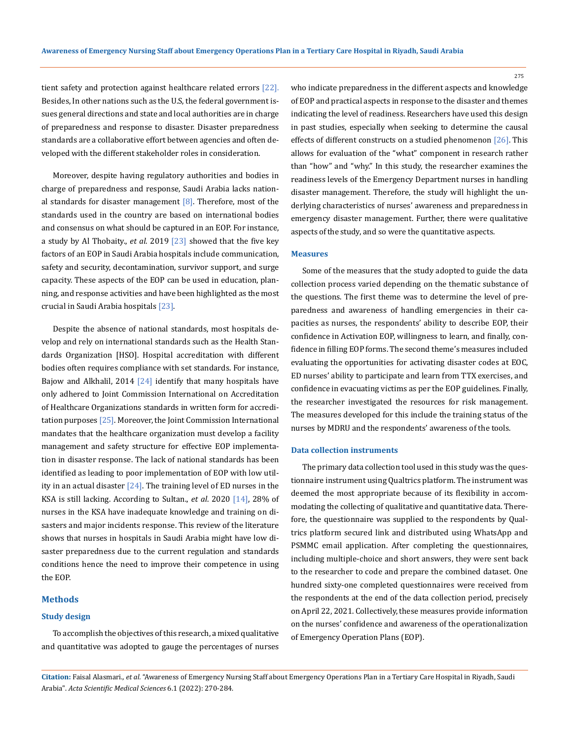tient safety and protection against healthcare related errors [22]. Besides, In other nations such as the U.S, the federal government issues general directions and state and local authorities are in charge of preparedness and response to disaster. Disaster preparedness standards are a collaborative effort between agencies and often developed with the different stakeholder roles in consideration.

Moreover, despite having regulatory authorities and bodies in charge of preparedness and response, Saudi Arabia lacks national standards for disaster management [8]. Therefore, most of the standards used in the country are based on international bodies and consensus on what should be captured in an EOP. For instance, a study by Al Thobaity., *et al*. 2019 [23] showed that the five key factors of an EOP in Saudi Arabia hospitals include communication, safety and security, decontamination, survivor support, and surge capacity. These aspects of the EOP can be used in education, planning, and response activities and have been highlighted as the most crucial in Saudi Arabia hospitals [23].

Despite the absence of national standards, most hospitals develop and rely on international standards such as the Health Standards Organization [HSO]. Hospital accreditation with different bodies often requires compliance with set standards. For instance, Bajow and Alkhalil, 2014 [24] identify that many hospitals have only adhered to Joint Commission International on Accreditation of Healthcare Organizations standards in written form for accreditation purposes [25]. Moreover, the Joint Commission International mandates that the healthcare organization must develop a facility management and safety structure for effective EOP implementation in disaster response. The lack of national standards has been identified as leading to poor implementation of EOP with low utility in an actual disaster [24]. The training level of ED nurses in the KSA is still lacking. According to Sultan., *et al*. 2020 [14], 28% of nurses in the KSA have inadequate knowledge and training on disasters and major incidents response. This review of the literature shows that nurses in hospitals in Saudi Arabia might have low disaster preparedness due to the current regulation and standards conditions hence the need to improve their competence in using the EOP.

## Methods

### Study design

To accomplish the objectives of this research, a mixed qualitative and quantitative was adopted to gauge the percentages of nurses who indicate preparedness in the different aspects and knowledge of EOP and practical aspects in response to the disaster and themes indicating the level of readiness. Researchers have used this design in past studies, especially when seeking to determine the causal effects of different constructs on a studied phenomenon [26]. This allows for evaluation of the "what" component in research rather than "how" and "why." In this study, the researcher examines the readiness levels of the Emergency Department nurses in handling disaster management. Therefore, the study will highlight the underlying characteristics of nurses' awareness and preparedness in emergency disaster management. Further, there were qualitative aspects of the study, and so were the quantitative aspects.

### Measures

Some of the measures that the study adopted to guide the data collection process varied depending on the thematic substance of the questions. The first theme was to determine the level of preparedness and awareness of handling emergencies in their capacities as nurses, the respondents' ability to describe EOP, their confidence in Activation EOP, willingness to learn, and finally, confidence in filling EOP forms. The second theme's measures included evaluating the opportunities for activating disaster codes at EOC, ED nurses' ability to participate and learn from TTX exercises, and confidence in evacuating victims as per the EOP guidelines. Finally, the researcher investigated the resources for risk management. The measures developed for this include the training status of the nurses by MDRU and the respondents' awareness of the tools.

### Data collection instruments

The primary data collection tool used in this study was the questionnaire instrument using Qualtrics platform. The instrument was deemed the most appropriate because of its flexibility in accommodating the collecting of qualitative and quantitative data. Therefore, the questionnaire was supplied to the respondents by Qualtrics platform secured link and distributed using WhatsApp and PSMMC email application. After completing the questionnaires, including multiple-choice and short answers, they were sent back to the researcher to code and prepare the combined dataset. One hundred sixty-one completed questionnaires were received from the respondents at the end of the data collection period, precisely on April 22, 2021. Collectively, these measures provide information on the nurses' confidence and awareness of the operationalization of Emergency Operation Plans (EOP).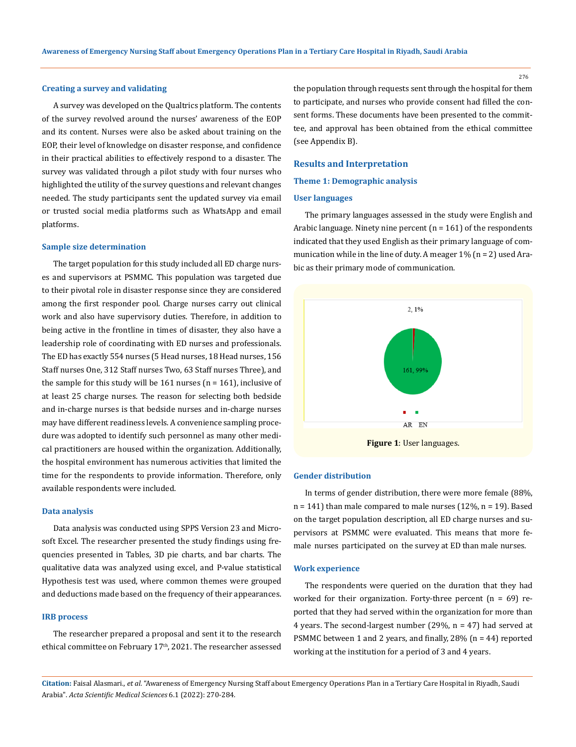### Creating a survey and validating

A survey was developed on the Qualtrics platform. The contents of the survey revolved around the nurses' awareness of the EOP and its content. Nurses were also be asked about training on the EOP, their level of knowledge on disaster response, and confidence in their practical abilities to effectively respond to a disaster. The survey was validated through a pilot study with four nurses who highlighted the utility of the survey questions and relevant changes needed. The study participants sent the updated survey via email or trusted social media platforms such as WhatsApp and email platforms.

### Sample size determination

The target population for this study included all ED charge nurses and supervisors at PSMMC. This population was targeted due to their pivotal role in disaster response since they are considered among the first responder pool. Charge nurses carry out clinical work and also have supervisory duties. Therefore, in addition to being active in the frontline in times of disaster, they also have a leadership role of coordinating with ED nurses and professionals. The ED has exactly 554 nurses (5 Head nurses, 18 Head nurses, 156 Staff nurses One, 312 Staff nurses Two, 63 Staff nurses Three), and the sample for this study will be 161 nurses (n = 161), inclusive of at least 25 charge nurses. The reason for selecting both bedside and in-charge nurses is that bedside nurses and in-charge nurses may have different readiness levels. A convenience sampling procedure was adopted to identify such personnel as many other medical practitioners are housed within the organization. Additionally, the hospital environment has numerous activities that limited the time for the respondents to provide information. Therefore, only available respondents were included.

### Data analysis

Data analysis was conducted using SPPS Version 23 and Microsoft Excel. The researcher presented the study findings using frequencies presented in Tables, 3D pie charts, and bar charts. The qualitative data was analyzed using excel, and P-value statistical Hypothesis test was used, where common themes were grouped and deductions made based on the frequency of their appearances.

### IRB process

The researcher prepared a proposal and sent it to the research ethical committee on February 17th, 2021. The researcher assessed the population through requests sent through the hospital for them to participate, and nurses who provide consent had filled the consent forms. These documents have been presented to the committee, and approval has been obtained from the ethical committee (see Appendix B).

## Results and Interpretation

### Theme 1: Demographic analysis

### User languages

The primary languages assessed in the study were English and Arabic language. Ninety nine percent (n = 161) of the respondents indicated that they used English as their primary language of communication while in the line of duty. A meager 1% (n = 2) used Arabic as their primary mode of communication.

2, 1%

161, 99%

AR EN

**Figure 1**: User languages.

### Gender distribution

In terms of gender distribution, there were more female (88%, n = 141) than male compared to male nurses (12%, n = 19). Based on the target population description, all ED charge nurses and supervisors at PSMMC were evaluated. This means that more female nurses participated on the survey at ED than male nurses.

### Work experience

The respondents were queried on the duration that they had worked for their organization. Forty-three percent (n = 69) reported that they had served within the organization for more than 4 years. The second-largest number (29%, n = 47) had served at PSMMC between 1 and 2 years, and finally, 28% (n = 44) reported working at the institution for a period of 3 and 4 years.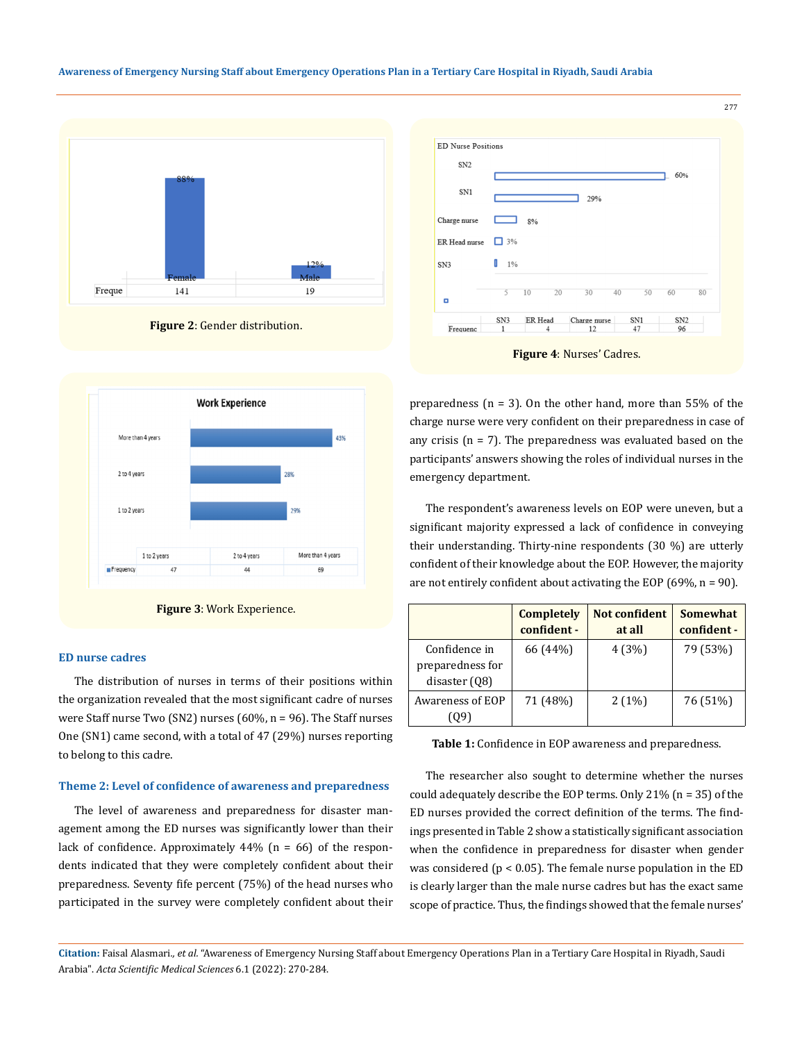Figure 2: Gender distribution.

Figure 3: Work Experience.

Figure 4: Nurses' Cadres.

### ED nurse cadres

The distribution of nurses in terms of their positions within the organization revealed that the most significant cadre of nurses were Staff nurse Two (SN2) nurses (60%, n = 96). The Staff nurses One (SN1) came second, with a total of 47 (29%) nurses reporting to belong to this cadre.

### Theme 2: Level of confidence of awareness and preparedness

The level of awareness and preparedness for disaster management among the ED nurses was significantly lower than their lack of confidence. Approximately 44% (n = 66) of the respondents indicated that they were completely confident about their preparedness. Seventy fife percent (75%) of the head nurses who participated in the survey were completely confident about their preparedness (n = 3). On the other hand, more than 55% of the charge nurse were very confident on their preparedness in case of any crisis (n = 7). The preparedness was evaluated based on the participants' answers showing the roles of individual nurses in the emergency department.

The respondent's awareness levels on EOP were uneven, but a significant majority expressed a lack of confidence in conveying their understanding. Thirty-nine respondents (30 %) are utterly confident of their knowledge about the EOP. However, the majority are not entirely confident about activating the EOP (69%, n = 90).

| | Completely confident - | Not confident at all | Somewhat confident - |
|---|---|---|---|
| Confidence in preparedness for disaster (Q8) | 66 (44%) | 4 (3%) | 79 (53%) |
| Awareness of EOP (Q9) | 71 (48%) | 2 (1%) | 76 (51%) |

**Table 1:** Confidence in EOP awareness and preparedness.

The researcher also sought to determine whether the nurses could adequately describe the EOP terms. Only 21% (n = 35) of the ED nurses provided the correct definition of the terms. The findings presented in Table 2 show a statistically significant association when the confidence in preparedness for disaster when gender was considered ($p < 0.05$). The female nurse population in the ED is clearly larger than the male nurse cadres but has the exact same scope of practice. Thus, the findings showed that the female nurses'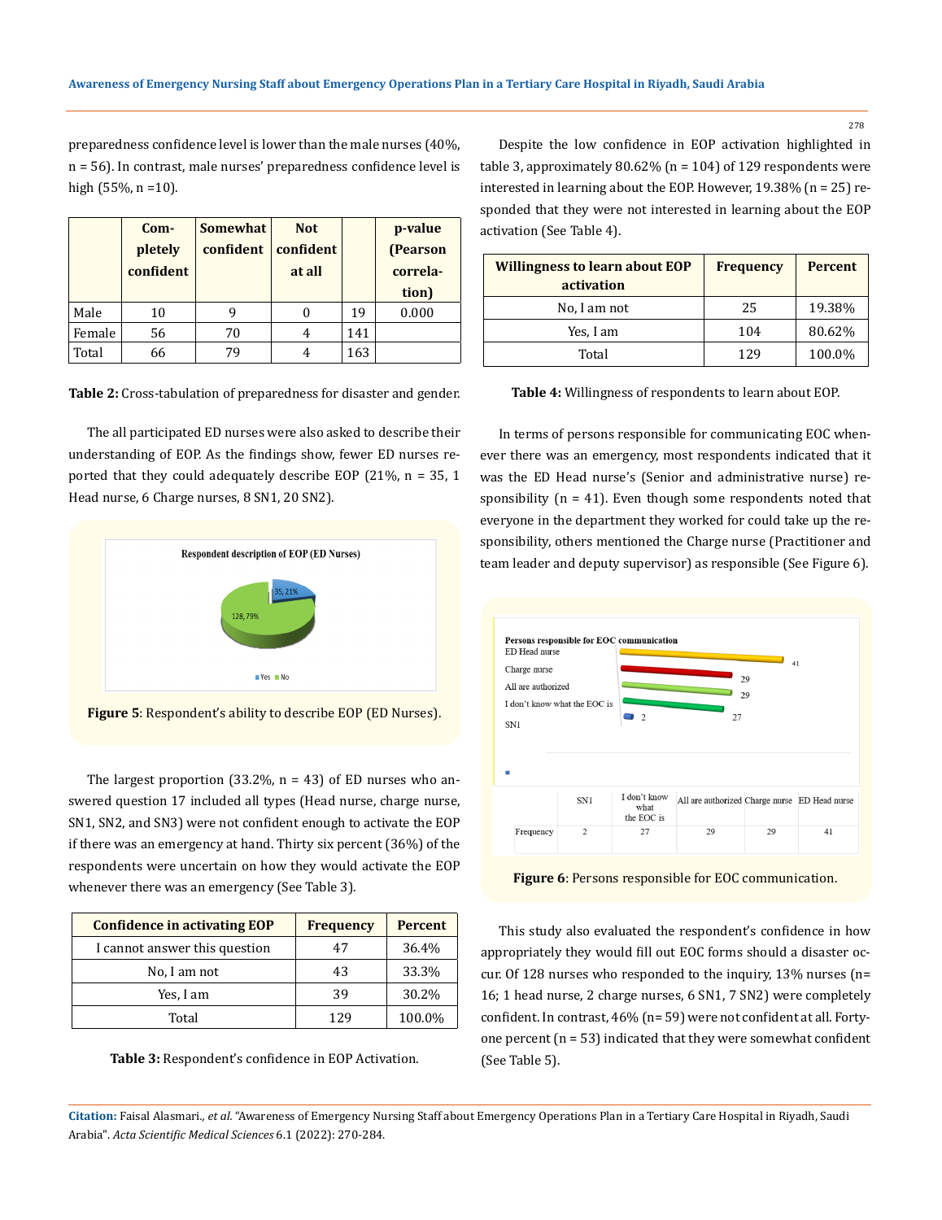preparedness confidence level is lower than the male nurses (40%, n = 56). In contrast, male nurses' preparedness confidence level is high (55%, n =10).

| | Completely confident | Somewhat confident | Not confident at all | | p-value (Pearson correlation) |
|---|---|---|---|---|---|
| Male | 10 | 9 | 0 | 19 | 0.000 |
| Female | 56 | 70 | 4 | 141 | |
| Total | 66 | 79 | 4 | 163 | |

**Table 2:** Cross-tabulation of preparedness for disaster and gender.

The all participated ED nurses were also asked to describe their understanding of EOP. As the findings show, fewer ED nurses reported that they could adequately describe EOP (21%, n = 35, 1 Head nurse, 6 Charge nurses, 8 SN1, 20 SN2).

**Figure 5**: Respondent's ability to describe EOP (ED Nurses).

The largest proportion (33.2%, n = 43) of ED nurses who answered question 17 included all types (Head nurse, charge nurse, SN1, SN2, and SN3) were not confident enough to activate the EOP if there was an emergency at hand. Thirty six percent (36%) of the respondents were uncertain on how they would activate the EOP whenever there was an emergency (See Table 3).

| Confidence in activating EOP | Frequency | Percent |
|---|---|---|
| I cannot answer this question | 47 | 36.4% |
| No, I am not | 43 | 33.3% |
| Yes, I am | 39 | 30.2% |
| Total | 129 | 100.0% |

**Table 3:** Respondent's confidence in EOP Activation.

Despite the low confidence in EOP activation highlighted in table 3, approximately 80.62% (n = 104) of 129 respondents were interested in learning about the EOP. However, 19.38% (n = 25) responded that they were not interested in learning about the EOP activation (See Table 4).

| Willingness to learn about EOP activation | Frequency | Percent |
|---|---|---|
| No, I am not | 25 | 19.38% |
| Yes, I am | 104 | 80.62% |
| Total | 129 | 100.0% |

**Table 4:** Willingness of respondents to learn about EOP.

In terms of persons responsible for communicating EOC whenever there was an emergency, most respondents indicated that it was the ED Head nurse's (Senior and administrative nurse) responsibility (n = 41). Even though some respondents noted that everyone in the department they worked for could take up the responsibility, others mentioned the Charge nurse (Practitioner and team leader and deputy supervisor) as responsible (See Figure 6).

**Figure 6**: Persons responsible for EOC communication.

This study also evaluated the respondent's confidence in how appropriately they would fill out EOC forms should a disaster occur. Of 128 nurses who responded to the inquiry, 13% nurses (n= 16; 1 head nurse, 2 charge nurses, 6 SN1, 7 SN2) were completely confident. In contrast, 46% (n= 59) were not confident at all. Forty-one percent (n = 53) indicated that they were somewhat confident (See Table 5).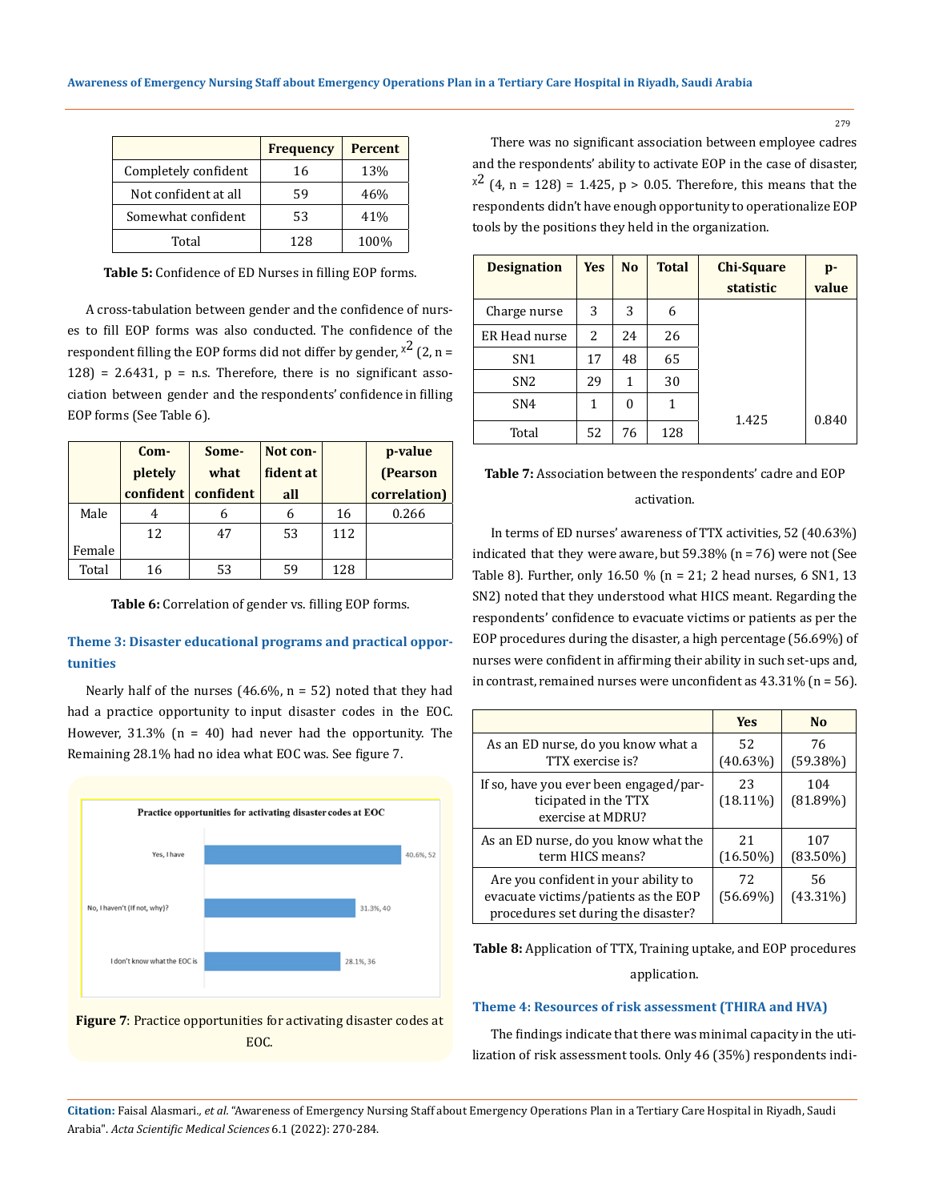| | Frequency | Percent |
|---|---|---|
| Completely confident | 16 | 13% |
| Not confident at all | 59 | 46% |
| Somewhat confident | 53 | 41% |
| Total | 128 | 100% |

**Table 5:** Confidence of ED Nurses in filling EOP forms.

A cross-tabulation between gender and the confidence of nurses to fill EOP forms was also conducted. The confidence of the respondent filling the EOP forms did not differ by gender, $\chi^2$ (2, n = 128) = 2.6431, p = n.s. Therefore, there is no significant association between gender and the respondents' confidence in filling EOP forms (See Table 6).

| | Completely confident | Somewhat confident | Not confident at all | | p-value (Pearson correlation) |
|---|---|---|---|---|---|
| Male | 4 | 6 | 6 | 16 | 0.266 |
| Female | 12 | 47 | 53 | 112 | |
| Total | 16 | 53 | 59 | 128 | |

**Table 6:** Correlation of gender vs. filling EOP forms.

### Theme 3: Disaster educational programs and practical opportunities

Nearly half of the nurses (46.6%, n = 52) noted that they had had a practice opportunity to input disaster codes in the EOC. However, 31.3% (n = 40) had never had the opportunity. The Remaining 28.1% had no idea what EOC was. See figure 7.

**Figure 7**: Practice opportunities for activating disaster codes at EOC.

There was no significant association between employee cadres and the respondents' ability to activate EOP in the case of disaster, $\chi^2$ (4, n = 128) = 1.425, p > 0.05. Therefore, this means that the respondents didn't have enough opportunity to operationalize EOP tools by the positions they held in the organization.

| Designation | Yes | No | Total | Chi-Square statistic | p-value |
|---|---|---|---|---|---|
| Charge nurse | 3 | 3 | 6 | 1.425 | 0.840 |
| ER Head nurse | 2 | 24 | 26 | | |
| SN1 | 17 | 48 | 65 | | |
| SN2 | 29 | 1 | 30 | | |
| SN4 | 1 | 0 | 1 | | |
| Total | 52 | 76 | 128 | | |

**Table 7:** Association between the respondents' cadre and EOP activation.

In terms of ED nurses' awareness of TTX activities, 52 (40.63%) indicated that they were aware, but 59.38% (n = 76) were not (See Table 8). Further, only 16.50 % (n = 21; 2 head nurses, 6 SN1, 13 SN2) noted that they understood what HICS meant. Regarding the respondents' confidence to evacuate victims or patients as per the EOP procedures during the disaster, a high percentage (56.69%) of nurses were confident in affirming their ability in such set-ups and, in contrast, remained nurses were unconfident as 43.31% (n = 56).

| | Yes | No |
|---|---|---|
| As an ED nurse, do you know what a TTX exercise is? | 52 (40.63%) | 76 (59.38%) |
| If so, have you ever been engaged/participated in the TTX exercise at MDRU? | 23 (18.11%) | 104 (81.89%) |
| As an ED nurse, do you know what the term HICS means? | 21 (16.50%) | 107 (83.50%) |
| Are you confident in your ability to evacuate victims/patients as the EOP procedures set during the disaster? | 72 (56.69%) | 56 (43.31%) |

**Table 8:** Application of TTX, Training uptake, and EOP procedures application.

### Theme 4: Resources of risk assessment (THIRA and HVA)

The findings indicate that there was minimal capacity in the utilization of risk assessment tools. Only 46 (35%) respondents indi-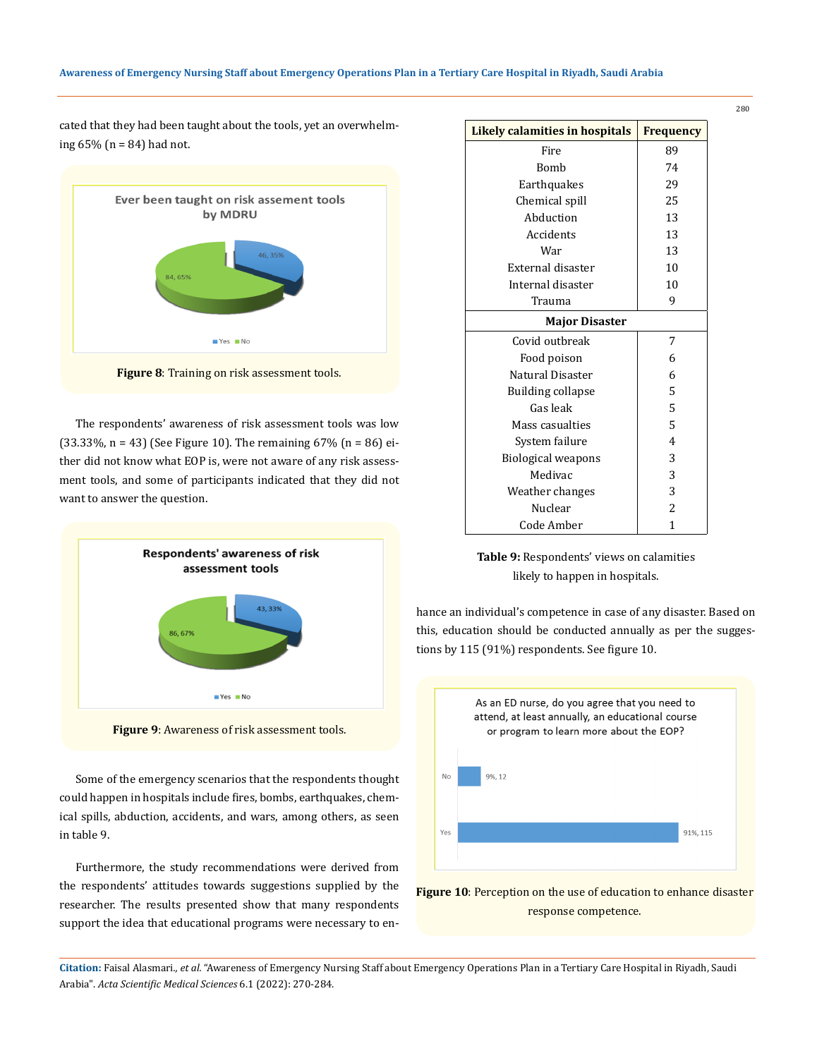cated that they had been taught about the tools, yet an overwhelming 65% (n = 84) had not.

Figure 8: Training on risk assessment tools.

The respondents' awareness of risk assessment tools was low (33.33%, n = 43) (See Figure 10). The remaining 67% (n = 86) either did not know what EOP is, were not aware of any risk assessment tools, and some of participants indicated that they did not want to answer the question.

Figure 9: Awareness of risk assessment tools.

Some of the emergency scenarios that the respondents thought could happen in hospitals include fires, bombs, earthquakes, chemical spills, abduction, accidents, and wars, among others, as seen in table 9.

Furthermore, the study recommendations were derived from the respondents' attitudes towards suggestions supplied by the researcher. The results presented show that many respondents support the idea that educational programs were necessary to enhance an individual's competence in case of any disaster. Based on this, education should be conducted annually as per the suggestions by 115 (91%) respondents. See figure 10.

| Likely calamities in hospitals | Frequency |
| --- | --- |
| Fire | 89 |
| Bomb | 74 |
| Earthquakes | 29 |
| Chemical spill | 25 |
| Abduction | 13 |
| Accidents | 13 |
| War | 13 |
| External disaster | 10 |
| Internal disaster | 10 |
| Trauma | 9 |
| **Major Disaster** | |
| Covid outbreak | 7 |
| Food poison | 6 |
| Natural Disaster | 6 |
| Building collapse | 5 |
| Gas leak | 5 |
| Mass casualties | 5 |
| System failure | 4 |
| Biological weapons | 3 |
| Medivac | 3 |
| Weather changes | 3 |
| Nuclear | 2 |
| Code Amber | 1 |

**Table 9:** Respondents' views on calamities likely to happen in hospitals.

Figure 10: Perception on the use of education to enhance disaster response competence.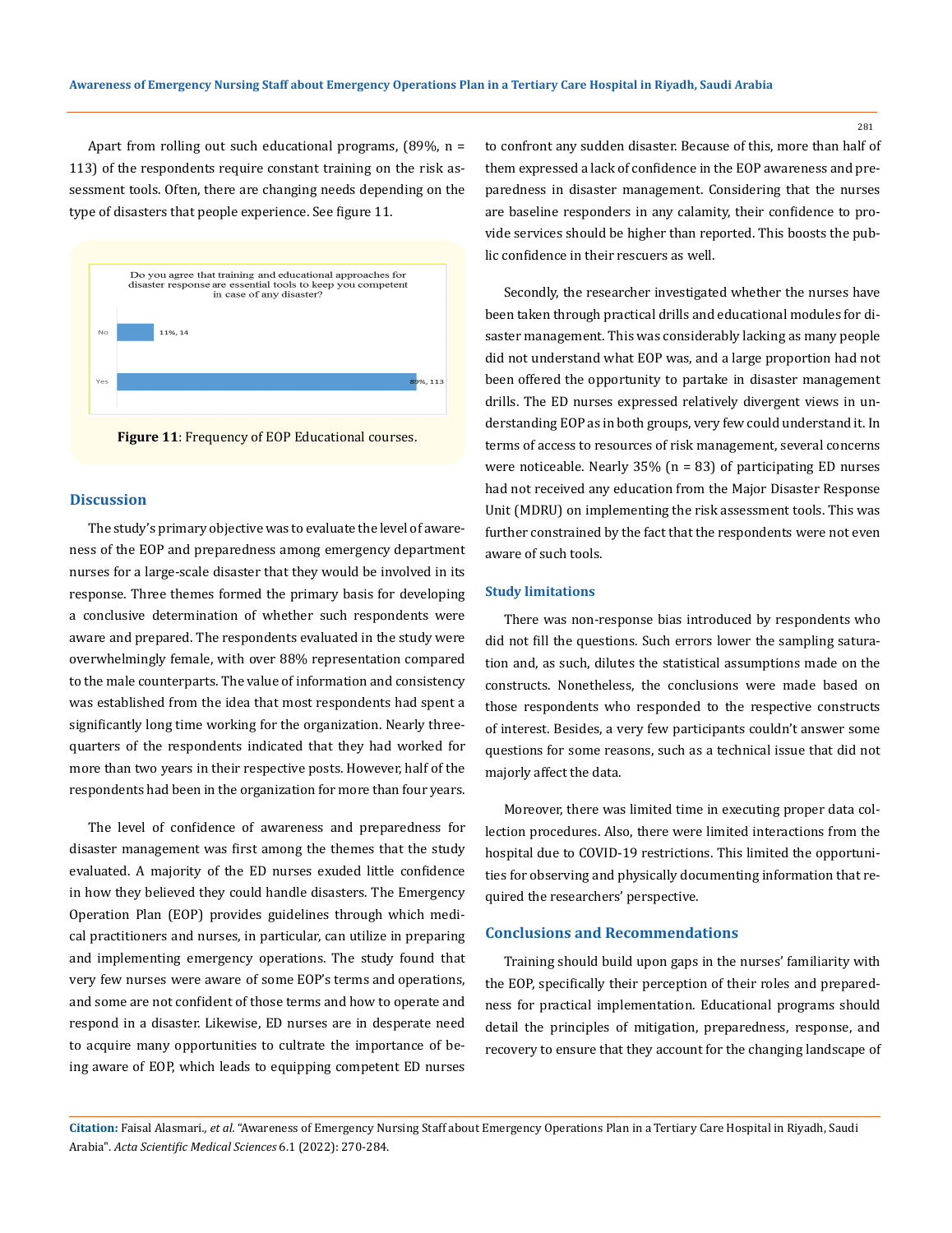Apart from rolling out such educational programs, (89%, n = 113) of the respondents require constant training on the risk assessment tools. Often, there are changing needs depending on the type of disasters that people experience. See figure 11.

**Figure 11**: Frequency of EOP Educational courses.

## Discussion

The study's primary objective was to evaluate the level of awareness of the EOP and preparedness among emergency department nurses for a large-scale disaster that they would be involved in its response. Three themes formed the primary basis for developing a conclusive determination of whether such respondents were aware and prepared. The respondents evaluated in the study were overwhelmingly female, with over 88% representation compared to the male counterparts. The value of information and consistency was established from the idea that most respondents had spent a significantly long time working for the organization. Nearly three-quarters of the respondents indicated that they had worked for more than two years in their respective posts. However, half of the respondents had been in the organization for more than four years.

The level of confidence of awareness and preparedness for disaster management was first among the themes that the study evaluated. A majority of the ED nurses exuded little confidence in how they believed they could handle disasters. The Emergency Operation Plan (EOP) provides guidelines through which medical practitioners and nurses, in particular, can utilize in preparing and implementing emergency operations. The study found that very few nurses were aware of some EOP's terms and operations, and some are not confident of those terms and how to operate and respond in a disaster. Likewise, ED nurses are in desperate need to acquire many opportunities to cultrate the importance of being aware of EOP, which leads to equipping competent ED nurses to confront any sudden disaster. Because of this, more than half of them expressed a lack of confidence in the EOP awareness and preparedness in disaster management. Considering that the nurses are baseline responders in any calamity, their confidence to provide services should be higher than reported. This boosts the public confidence in their rescuers as well.

Secondly, the researcher investigated whether the nurses have been taken through practical drills and educational modules for disaster management. This was considerably lacking as many people did not understand what EOP was, and a large proportion had not been offered the opportunity to partake in disaster management drills. The ED nurses expressed relatively divergent views in understanding EOP as in both groups, very few could understand it. In terms of access to resources of risk management, several concerns were noticeable. Nearly 35% (n = 83) of participating ED nurses had not received any education from the Major Disaster Response Unit (MDRU) on implementing the risk assessment tools. This was further constrained by the fact that the respondents were not even aware of such tools.

### Study limitations

There was non-response bias introduced by respondents who did not fill the questions. Such errors lower the sampling saturation and, as such, dilutes the statistical assumptions made on the constructs. Nonetheless, the conclusions were made based on those respondents who responded to the respective constructs of interest. Besides, a very few participants couldn't answer some questions for some reasons, such as a technical issue that did not majorly affect the data.

Moreover, there was limited time in executing proper data collection procedures. Also, there were limited interactions from the hospital due to COVID-19 restrictions. This limited the opportunities for observing and physically documenting information that required the researchers' perspective.

## Conclusions and Recommendations

Training should build upon gaps in the nurses' familiarity with the EOP, specifically their perception of their roles and preparedness for practical implementation. Educational programs should detail the principles of mitigation, preparedness, response, and recovery to ensure that they account for the changing landscape of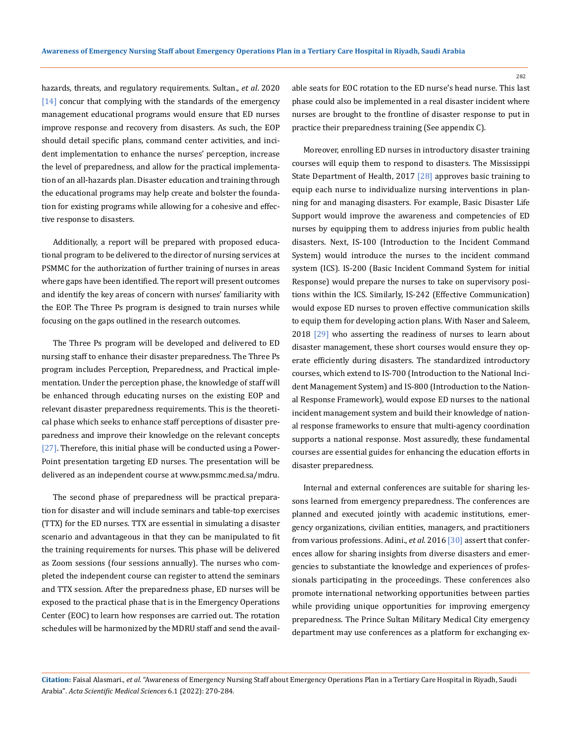hazards, threats, and regulatory requirements. Sultan., *et al*. 2020 [14] concur that complying with the standards of the emergency management educational programs would ensure that ED nurses improve response and recovery from disasters. As such, the EOP should detail specific plans, command center activities, and incident implementation to enhance the nurses' perception, increase the level of preparedness, and allow for the practical implementation of an all-hazards plan. Disaster education and training through the educational programs may help create and bolster the foundation for existing programs while allowing for a cohesive and effective response to disasters.

Additionally, a report will be prepared with proposed educational program to be delivered to the director of nursing services at PSMMC for the authorization of further training of nurses in areas where gaps have been identified. The report will present outcomes and identify the key areas of concern with nurses' familiarity with the EOP. The Three Ps program is designed to train nurses while focusing on the gaps outlined in the research outcomes.

The Three Ps program will be developed and delivered to ED nursing staff to enhance their disaster preparedness. The Three Ps program includes Perception, Preparedness, and Practical implementation. Under the perception phase, the knowledge of staff will be enhanced through educating nurses on the existing EOP and relevant disaster preparedness requirements. This is the theoretical phase which seeks to enhance staff perceptions of disaster preparedness and improve their knowledge on the relevant concepts [27]. Therefore, this initial phase will be conducted using a PowerPoint presentation targeting ED nurses. The presentation will be delivered as an independent course at www.psmmc.med.sa/mdru.

The second phase of preparedness will be practical preparation for disaster and will include seminars and table-top exercises (TTX) for the ED nurses. TTX are essential in simulating a disaster scenario and advantageous in that they can be manipulated to fit the training requirements for nurses. This phase will be delivered as Zoom sessions (four sessions annually). The nurses who completed the independent course can register to attend the seminars and TTX session. After the preparedness phase, ED nurses will be exposed to the practical phase that is in the Emergency Operations Center (EOC) to learn how responses are carried out. The rotation schedules will be harmonized by the MDRU staff and send the available seats for EOC rotation to the ED nurse's head nurse. This last phase could also be implemented in a real disaster incident where nurses are brought to the frontline of disaster response to put in practice their preparedness training (See appendix C).

Moreover, enrolling ED nurses in introductory disaster training courses will equip them to respond to disasters. The Mississippi State Department of Health, 2017 [28] approves basic training to equip each nurse to individualize nursing interventions in planning for and managing disasters. For example, Basic Disaster Life Support would improve the awareness and competencies of ED nurses by equipping them to address injuries from public health disasters. Next, IS-100 (Introduction to the Incident Command System) would introduce the nurses to the incident command system (ICS). IS-200 (Basic Incident Command System for initial Response) would prepare the nurses to take on supervisory positions within the ICS. Similarly, IS-242 (Effective Communication) would expose ED nurses to proven effective communication skills to equip them for developing action plans. With Naser and Saleem, 2018 [29] who asserting the readiness of nurses to learn about disaster management, these short courses would ensure they operate efficiently during disasters. The standardized introductory courses, which extend to IS-700 (Introduction to the National Incident Management System) and IS-800 (Introduction to the National Response Framework), would expose ED nurses to the national incident management system and build their knowledge of national response frameworks to ensure that multi-agency coordination supports a national response. Most assuredly, these fundamental courses are essential guides for enhancing the education efforts in disaster preparedness.

Internal and external conferences are suitable for sharing lessons learned from emergency preparedness. The conferences are planned and executed jointly with academic institutions, emergency organizations, civilian entities, managers, and practitioners from various professions. Adini., *et al*. 2016 [30] assert that conferences allow for sharing insights from diverse disasters and emergencies to substantiate the knowledge and experiences of professionals participating in the proceedings. These conferences also promote international networking opportunities between parties while providing unique opportunities for improving emergency preparedness. The Prince Sultan Military Medical City emergency department may use conferences as a platform for exchanging ex-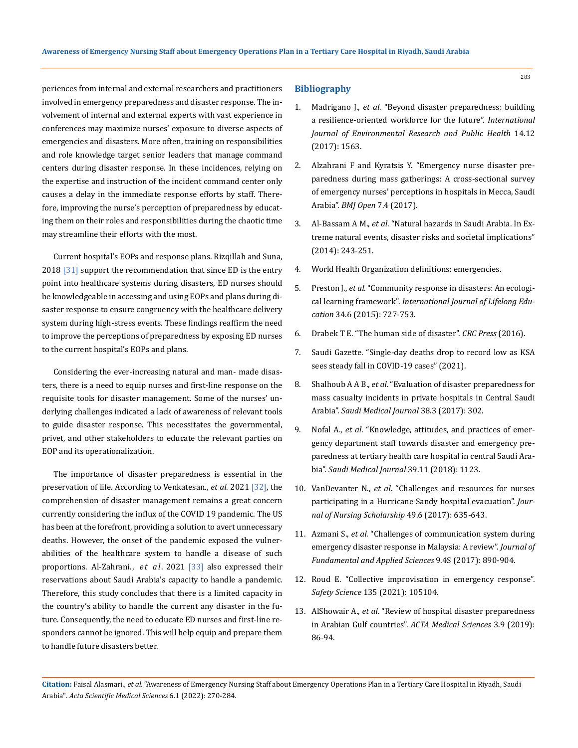periences from internal and external researchers and practitioners involved in emergency preparedness and disaster response. The involvement of internal and external experts with vast experience in conferences may maximize nurses' exposure to diverse aspects of emergencies and disasters. More often, training on responsibilities and role knowledge target senior leaders that manage command centers during disaster response. In these incidences, relying on the expertise and instruction of the incident command center only causes a delay in the immediate response efforts by staff. Therefore, improving the nurse's perception of preparedness by educating them on their roles and responsibilities during the chaotic time may streamline their efforts with the most.

Current hospital's EOPs and response plans. Rizqillah and Suna, 2018 [31] support the recommendation that since ED is the entry point into healthcare systems during disasters, ED nurses should be knowledgeable in accessing and using EOPs and plans during disaster response to ensure congruency with the healthcare delivery system during high-stress events. These findings reaffirm the need to improve the perceptions of preparedness by exposing ED nurses to the current hospital's EOPs and plans.

Considering the ever-increasing natural and man- made disasters, there is a need to equip nurses and first-line response on the requisite tools for disaster management. Some of the nurses' underlying challenges indicated a lack of awareness of relevant tools to guide disaster response. This necessitates the governmental, privet, and other stakeholders to educate the relevant parties on EOP and its operationalization.

The importance of disaster preparedness is essential in the preservation of life. According to Venkatesan., *et al*. 2021 [32], the comprehension of disaster management remains a great concern currently considering the influx of the COVID 19 pandemic. The US has been at the forefront, providing a solution to avert unnecessary deaths. However, the onset of the pandemic exposed the vulnerabilities of the healthcare system to handle a disease of such proportions. Al-Zahrani., *et al*. 2021 [33] also expressed their reservations about Saudi Arabia's capacity to handle a pandemic. Therefore, this study concludes that there is a limited capacity in the country's ability to handle the current any disaster in the future. Consequently, the need to educate ED nurses and first-line responders cannot be ignored. This will help equip and prepare them to handle future disasters better.

## Bibliography

1. Madrigano J., *et al*. "Beyond disaster preparedness: building a resilience-oriented workforce for the future". *International Journal of Environmental Research and Public Health* 14.12 (2017): 1563.
2. Alzahrani F and Kyratsis Y. "Emergency nurse disaster preparedness during mass gatherings: A cross-sectional survey of emergency nurses' perceptions in hospitals in Mecca, Saudi Arabia". *BMJ Open* 7.4 (2017).
3. Al-Bassam A M., *et al*. "Natural hazards in Saudi Arabia. In Extreme natural events, disaster risks and societal implications" (2014): 243-251.
4. World Health Organization definitions: emergencies.
5. Preston J., *et al*. "Community response in disasters: An ecological learning framework". *International Journal of Lifelong Education* 34.6 (2015): 727-753.
6. Drabek T E. "The human side of disaster". *CRC Press* (2016).
7. Saudi Gazette. "Single-day deaths drop to record low as KSA sees steady fall in COVID-19 cases" (2021).
8. Shalhoub A A B., *et al*. "Evaluation of disaster preparedness for mass casualty incidents in private hospitals in Central Saudi Arabia". *Saudi Medical Journal* 38.3 (2017): 302.
9. Nofal A., *et al*. "Knowledge, attitudes, and practices of emergency department staff towards disaster and emergency preparedness at tertiary health care hospital in central Saudi Arabia". *Saudi Medical Journal* 39.11 (2018): 1123.
10. VanDevanter N., *et al*. "Challenges and resources for nurses participating in a Hurricane Sandy hospital evacuation". *Journal of Nursing Scholarship* 49.6 (2017): 635-643.
11. Azmani S., *et al*. "Challenges of communication system during emergency disaster response in Malaysia: A review". *Journal of Fundamental and Applied Sciences* 9.4S (2017): 890-904.
12. Roud E. "Collective improvisation in emergency response". *Safety Science* 135 (2021): 105104.
13. AlShowair A., *et al*. "Review of hospital disaster preparedness in Arabian Gulf countries". *ACTA Medical Sciences* 3.9 (2019): 86-94.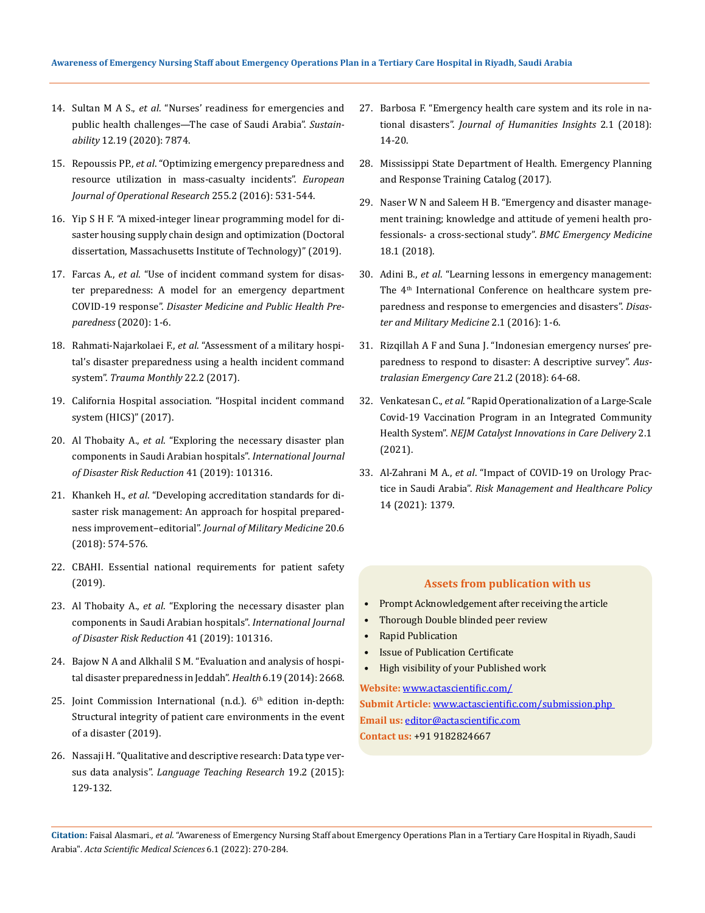14. Sultan M A S., *et al*. "Nurses' readiness for emergencies and public health challenges—The case of Saudi Arabia". *Sustainability* 12.19 (2020): 7874.
15. Repoussis PP., *et al*. "Optimizing emergency preparedness and resource utilization in mass-casualty incidents". *European Journal of Operational Research* 255.2 (2016): 531-544.
16. Yip S H F. "A mixed-integer linear programming model for disaster housing supply chain design and optimization (Doctoral dissertation, Massachusetts Institute of Technology)" (2019).
17. Farcas A., *et al*. "Use of incident command system for disaster preparedness: A model for an emergency department COVID-19 response". *Disaster Medicine and Public Health Preparedness* (2020): 1-6.
18. Rahmati-Najarkolaei F., *et al*. "Assessment of a military hospital's disaster preparedness using a health incident command system". *Trauma Monthly* 22.2 (2017).
19. California Hospital association. "Hospital incident command system (HICS)" (2017).
20. Al Thobaity A., *et al*. "Exploring the necessary disaster plan components in Saudi Arabian hospitals". *International Journal of Disaster Risk Reduction* 41 (2019): 101316.
21. Khankeh H., *et al*. "Developing accreditation standards for disaster risk management: An approach for hospital preparedness improvement–editorial". *Journal of Military Medicine* 20.6 (2018): 574-576.
22. CBAHI. Essential national requirements for patient safety (2019).
23. Al Thobaity A., *et al*. "Exploring the necessary disaster plan components in Saudi Arabian hospitals". *International Journal of Disaster Risk Reduction* 41 (2019): 101316.
24. Bajow N A and Alkhalil S M. "Evaluation and analysis of hospital disaster preparedness in Jeddah". *Health* 6.19 (2014): 2668.
25. Joint Commission International (n.d.). 6th edition in-depth: Structural integrity of patient care environments in the event of a disaster (2019).
26. Nassaji H. "Qualitative and descriptive research: Data type versus data analysis". *Language Teaching Research* 19.2 (2015): 129-132.
27. Barbosa F. "Emergency health care system and its role in national disasters". *Journal of Humanities Insights* 2.1 (2018): 14-20.
28. Mississippi State Department of Health. Emergency Planning and Response Training Catalog (2017).
29. Naser W N and Saleem H B. "Emergency and disaster management training; knowledge and attitude of yemeni health professionals- a cross-sectional study". *BMC Emergency Medicine* 18.1 (2018).
30. Adini B., *et al*. "Learning lessons in emergency management: The 4th International Conference on healthcare system preparedness and response to emergencies and disasters". *Disaster and Military Medicine* 2.1 (2016): 1-6.
31. Rizqillah A F and Suna J. "Indonesian emergency nurses' preparedness to respond to disaster: A descriptive survey". *Australasian Emergency Care* 21.2 (2018): 64-68.
32. Venkatesan C., *et al*. "Rapid Operationalization of a Large-Scale Covid-19 Vaccination Program in an Integrated Community Health System". *NEJM Catalyst Innovations in Care Delivery* 2.1 (2021).
33. Al-Zahrani M A., *et al*. "Impact of COVID-19 on Urology Practice in Saudi Arabia". *Risk Management and Healthcare Policy* 14 (2021): 1379.

**Assets from publication with us**

- Prompt Acknowledgement after receiving the article
- Thorough Double blinded peer review
- Rapid Publication
- Issue of Publication Certificate
- High visibility of your Published work

**Website:** www.actascientific.com/
**Submit Article:** www.actascientific.com/submission.php
**Email us:** editor@actascientific.com
**Contact us:** +91 9182824667